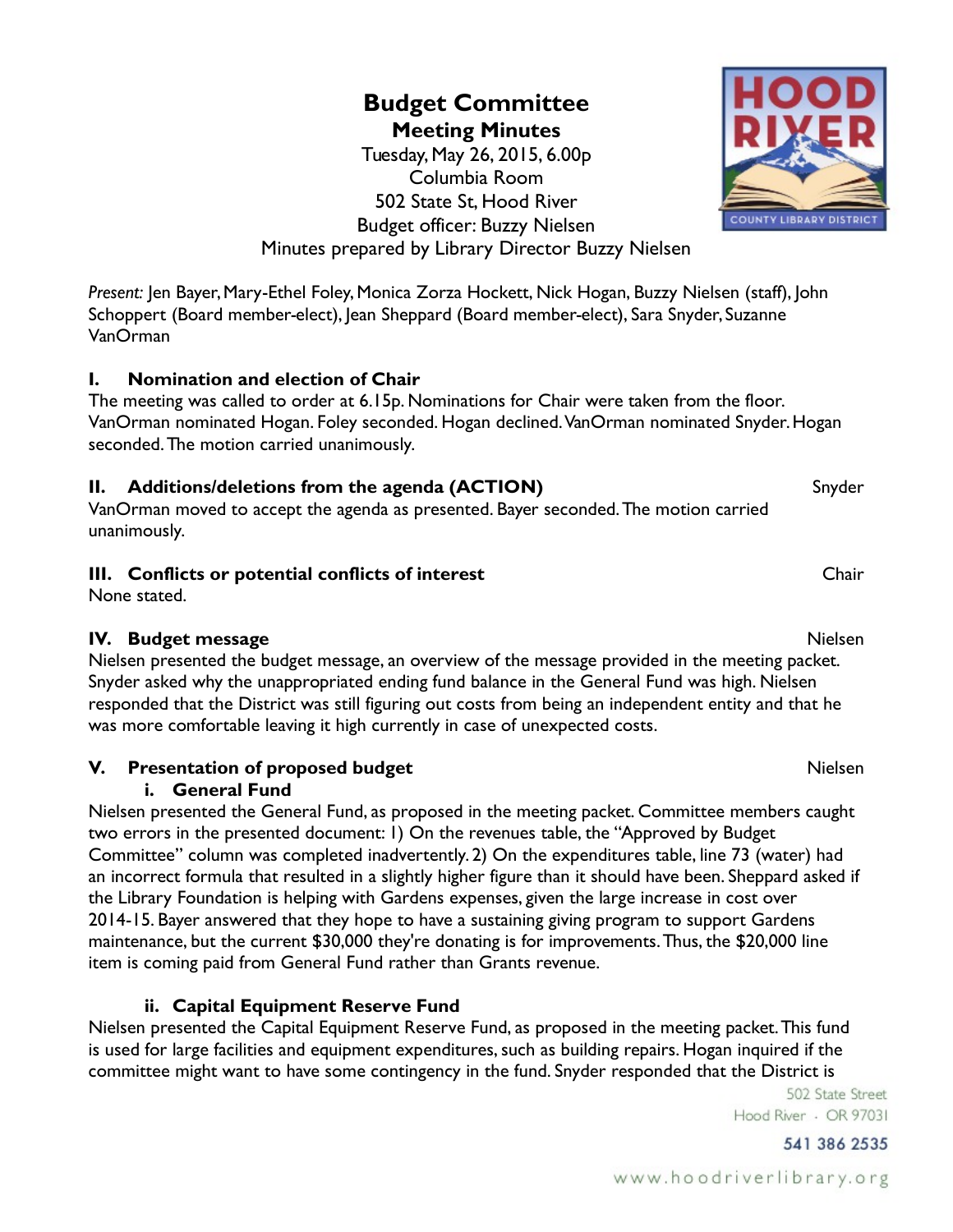# Budget Committee

## Meeting Minutes

Tuesday, May 26, 2015, 6.00p
Columbia Room
502 State St, Hood River
Budget officer: Buzzy Nielsen
Minutes prepared by Library Director Buzzy Nielsen

*Present:* Jen Bayer, Mary-Ethel Foley, Monica Zorza Hockett, Nick Hogan, Buzzy Nielsen (staff), John Schoppert (Board member-elect), Jean Sheppard (Board member-elect), Sara Snyder, Suzanne VanOrman

### I. Nomination and election of Chair

The meeting was called to order at 6.15p. Nominations for Chair were taken from the floor. VanOrman nominated Hogan. Foley seconded. Hogan declined. VanOrman nominated Snyder. Hogan seconded. The motion carried unanimously.

### II. Additions/deletions from the agenda (ACTION) — Snyder

VanOrman moved to accept the agenda as presented. Bayer seconded. The motion carried unanimously.

### III. Conflicts or potential conflicts of interest — Chair

None stated.

### IV. Budget message — Nielsen

Nielsen presented the budget message, an overview of the message provided in the meeting packet. Snyder asked why the unappropriated ending fund balance in the General Fund was high. Nielsen responded that the District was still figuring out costs from being an independent entity and that he was more comfortable leaving it high currently in case of unexpected costs.

### V. Presentation of proposed budget — Nielsen

#### i. General Fund

Nielsen presented the General Fund, as proposed in the meeting packet. Committee members caught two errors in the presented document: 1) On the revenues table, the "Approved by Budget Committee" column was completed inadvertently. 2) On the expenditures table, line 73 (water) had an incorrect formula that resulted in a slightly higher figure than it should have been. Sheppard asked if the Library Foundation is helping with Gardens expenses, given the large increase in cost over 2014-15. Bayer answered that they hope to have a sustaining giving program to support Gardens maintenance, but the current $30,000 they're donating is for improvements. Thus, the $20,000 line item is coming paid from General Fund rather than Grants revenue.

#### ii. Capital Equipment Reserve Fund

Nielsen presented the Capital Equipment Reserve Fund, as proposed in the meeting packet. This fund is used for large facilities and equipment expenditures, such as building repairs. Hogan inquired if the committee might want to have some contingency in the fund. Snyder responded that the District is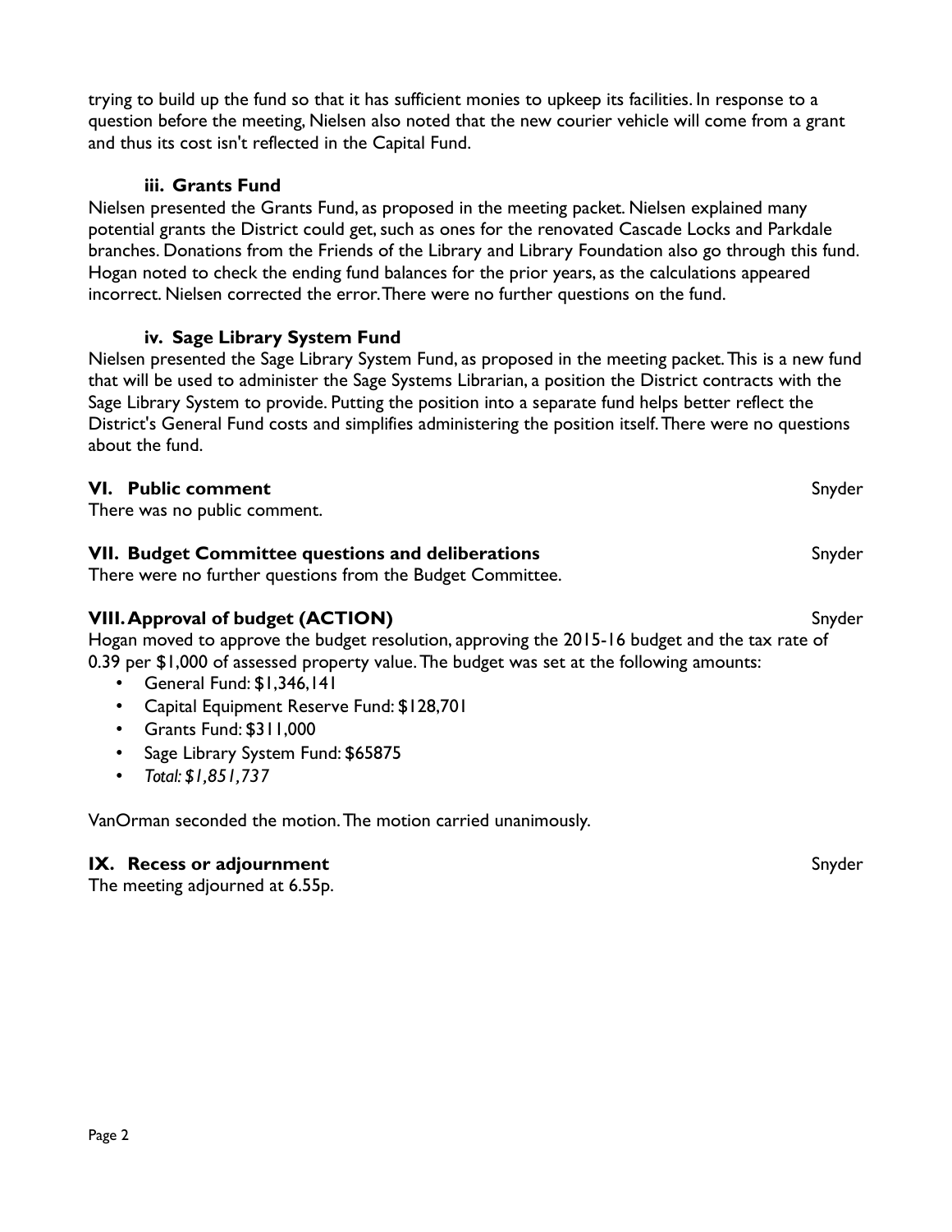trying to build up the fund so that it has sufficient monies to upkeep its facilities. In response to a question before the meeting, Nielsen also noted that the new courier vehicle will come from a grant and thus its cost isn't reflected in the Capital Fund.

#### iii. Grants Fund

Nielsen presented the Grants Fund, as proposed in the meeting packet. Nielsen explained many potential grants the District could get, such as ones for the renovated Cascade Locks and Parkdale branches. Donations from the Friends of the Library and Library Foundation also go through this fund. Hogan noted to check the ending fund balances for the prior years, as the calculations appeared incorrect. Nielsen corrected the error. There were no further questions on the fund.

#### iv. Sage Library System Fund

Nielsen presented the Sage Library System Fund, as proposed in the meeting packet. This is a new fund that will be used to administer the Sage Systems Librarian, a position the District contracts with the Sage Library System to provide. Putting the position into a separate fund helps better reflect the District's General Fund costs and simplifies administering the position itself. There were no questions about the fund.

### VI. Public comment — Snyder

There was no public comment.

### VII. Budget Committee questions and deliberations — Snyder

There were no further questions from the Budget Committee.

### VIII. Approval of budget (ACTION) — Snyder

Hogan moved to approve the budget resolution, approving the 2015-16 budget and the tax rate of 0.39 per $1,000 of assessed property value. The budget was set at the following amounts:

- General Fund: $1,346,141
- Capital Equipment Reserve Fund: $128,701
- Grants Fund: $311,000
- Sage Library System Fund: $65875
- *Total: $1,851,737*

VanOrman seconded the motion. The motion carried unanimously.

### IX. Recess or adjournment — Snyder

The meeting adjourned at 6.55p.